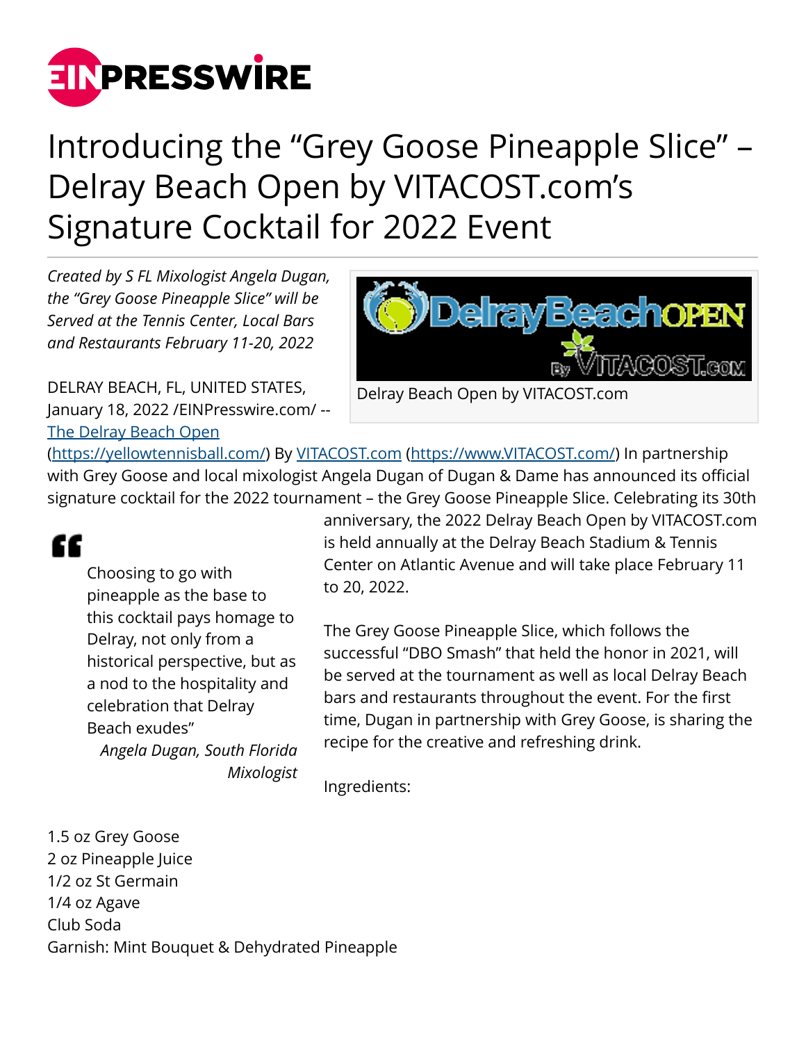# Introducing the "Grey Goose Pineapple Slice" – Delray Beach Open by VITACOST.com's Signature Cocktail for 2022 Event

*Created by S FL Mixologist Angela Dugan, the "Grey Goose Pineapple Slice" will be Served at the Tennis Center, Local Bars and Restaurants February 11-20, 2022*

Delray Beach Open by VITACOST.com

DELRAY BEACH, FL, UNITED STATES, January 18, 2022 /EINPresswire.com/ -- The Delray Beach Open (https://yellowtennisball.com/) By VITACOST.com (https://www.VITACOST.com/) In partnership with Grey Goose and local mixologist Angela Dugan of Dugan & Dame has announced its official signature cocktail for the 2022 tournament – the Grey Goose Pineapple Slice. Celebrating its 30th anniversary, the 2022 Delray Beach Open by VITACOST.com is held annually at the Delray Beach Stadium & Tennis Center on Atlantic Avenue and will take place February 11 to 20, 2022.

> Choosing to go with pineapple as the base to this cocktail pays homage to Delray, not only from a historical perspective, but as a nod to the hospitality and celebration that Delray Beach exudes"
>
> *Angela Dugan, South Florida Mixologist*

The Grey Goose Pineapple Slice, which follows the successful "DBO Smash" that held the honor in 2021, will be served at the tournament as well as local Delray Beach bars and restaurants throughout the event. For the first time, Dugan in partnership with Grey Goose, is sharing the recipe for the creative and refreshing drink.

Ingredients:

1.5 oz Grey Goose
2 oz Pineapple Juice
1/2 oz St Germain
1/4 oz Agave
Club Soda
Garnish: Mint Bouquet & Dehydrated Pineapple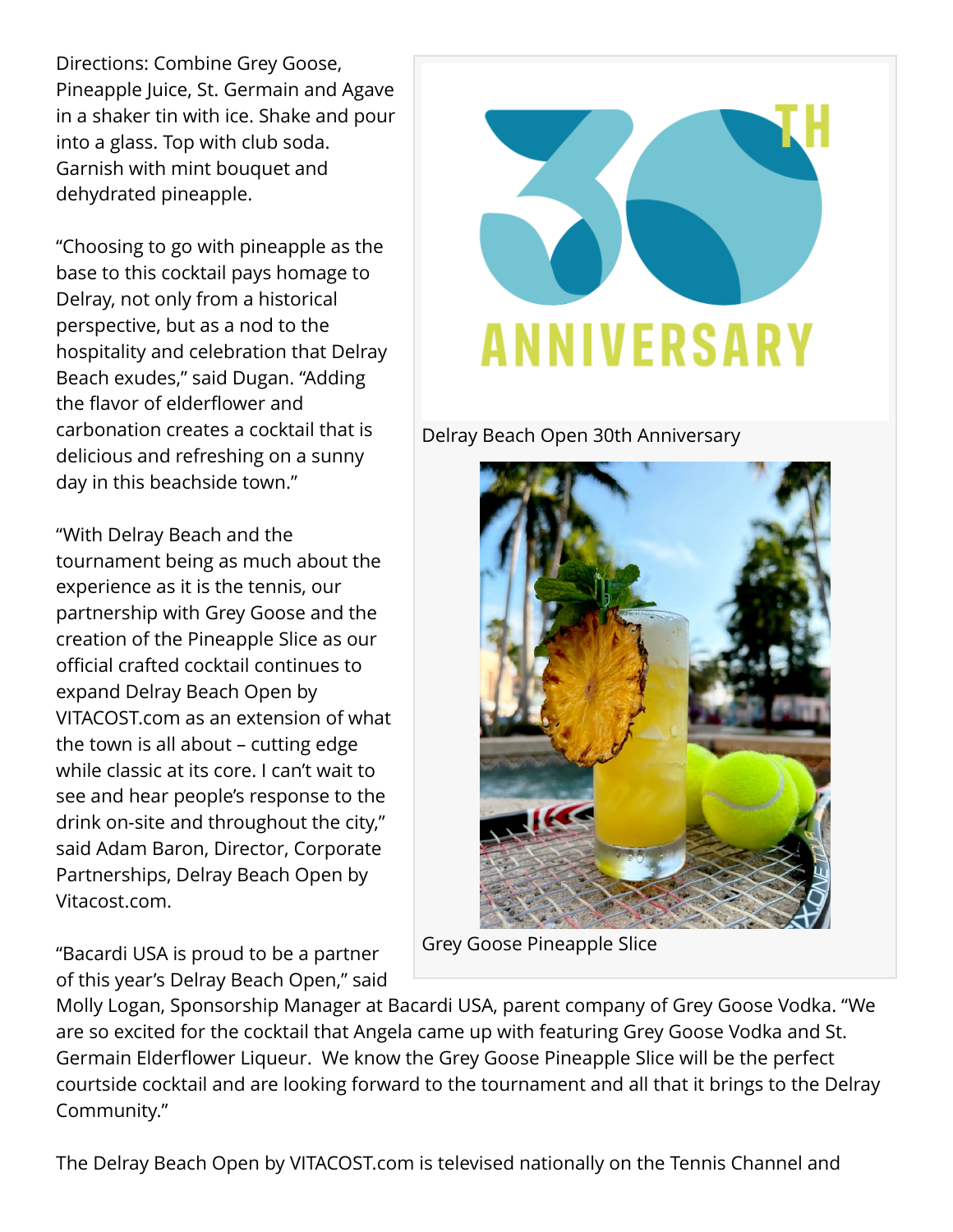Directions: Combine Grey Goose, Pineapple Juice, St. Germain and Agave in a shaker tin with ice. Shake and pour into a glass. Top with club soda. Garnish with mint bouquet and dehydrated pineapple.

"Choosing to go with pineapple as the base to this cocktail pays homage to Delray, not only from a historical perspective, but as a nod to the hospitality and celebration that Delray Beach exudes," said Dugan. "Adding the flavor of elderflower and carbonation creates a cocktail that is delicious and refreshing on a sunny day in this beachside town."

"With Delray Beach and the tournament being as much about the experience as it is the tennis, our partnership with Grey Goose and the creation of the Pineapple Slice as our official crafted cocktail continues to expand Delray Beach Open by VITACOST.com as an extension of what the town is all about – cutting edge while classic at its core. I can't wait to see and hear people's response to the drink on-site and throughout the city," said Adam Baron, Director, Corporate Partnerships, Delray Beach Open by Vitacost.com.

Delray Beach Open 30th Anniversary

Grey Goose Pineapple Slice

"Bacardi USA is proud to be a partner of this year's Delray Beach Open," said Molly Logan, Sponsorship Manager at Bacardi USA, parent company of Grey Goose Vodka. "We are so excited for the cocktail that Angela came up with featuring Grey Goose Vodka and St. Germain Elderflower Liqueur. We know the Grey Goose Pineapple Slice will be the perfect courtside cocktail and are looking forward to the tournament and all that it brings to the Delray Community."

The Delray Beach Open by VITACOST.com is televised nationally on the Tennis Channel and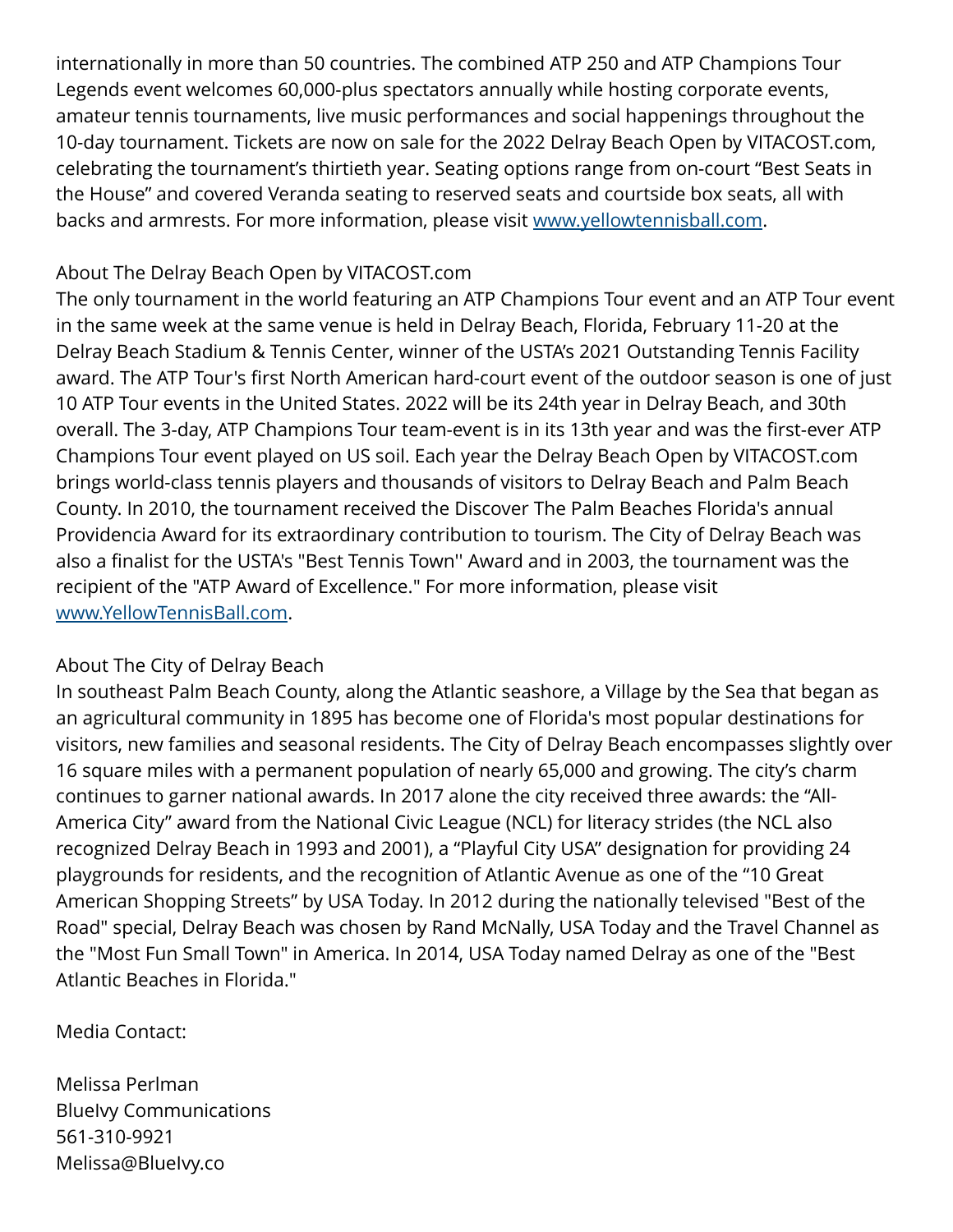internationally in more than 50 countries. The combined ATP 250 and ATP Champions Tour Legends event welcomes 60,000-plus spectators annually while hosting corporate events, amateur tennis tournaments, live music performances and social happenings throughout the 10-day tournament. Tickets are now on sale for the 2022 Delray Beach Open by VITACOST.com, celebrating the tournament's thirtieth year. Seating options range from on-court "Best Seats in the House" and covered Veranda seating to reserved seats and courtside box seats, all with backs and armrests. For more information, please visit [www.yellowtennisball.com](http://www.yellowtennisball.com).

About The Delray Beach Open by VITACOST.com

The only tournament in the world featuring an ATP Champions Tour event and an ATP Tour event in the same week at the same venue is held in Delray Beach, Florida, February 11-20 at the Delray Beach Stadium & Tennis Center, winner of the USTA's 2021 Outstanding Tennis Facility award. The ATP Tour's first North American hard-court event of the outdoor season is one of just 10 ATP Tour events in the United States. 2022 will be its 24th year in Delray Beach, and 30th overall. The 3-day, ATP Champions Tour team-event is in its 13th year and was the first-ever ATP Champions Tour event played on US soil. Each year the Delray Beach Open by VITACOST.com brings world-class tennis players and thousands of visitors to Delray Beach and Palm Beach County. In 2010, the tournament received the Discover The Palm Beaches Florida's annual Providencia Award for its extraordinary contribution to tourism. The City of Delray Beach was also a finalist for the USTA's "Best Tennis Town'' Award and in 2003, the tournament was the recipient of the "ATP Award of Excellence." For more information, please visit [www.YellowTennisBall.com](http://www.YellowTennisBall.com).

About The City of Delray Beach

In southeast Palm Beach County, along the Atlantic seashore, a Village by the Sea that began as an agricultural community in 1895 has become one of Florida's most popular destinations for visitors, new families and seasonal residents. The City of Delray Beach encompasses slightly over 16 square miles with a permanent population of nearly 65,000 and growing. The city's charm continues to garner national awards. In 2017 alone the city received three awards: the "All-America City" award from the National Civic League (NCL) for literacy strides (the NCL also recognized Delray Beach in 1993 and 2001), a "Playful City USA" designation for providing 24 playgrounds for residents, and the recognition of Atlantic Avenue as one of the "10 Great American Shopping Streets" by USA Today. In 2012 during the nationally televised "Best of the Road" special, Delray Beach was chosen by Rand McNally, USA Today and the Travel Channel as the "Most Fun Small Town" in America. In 2014, USA Today named Delray as one of the "Best Atlantic Beaches in Florida."

Media Contact:

Melissa Perlman  
BlueIvy Communications  
561-310-9921  
Melissa@BlueIvy.co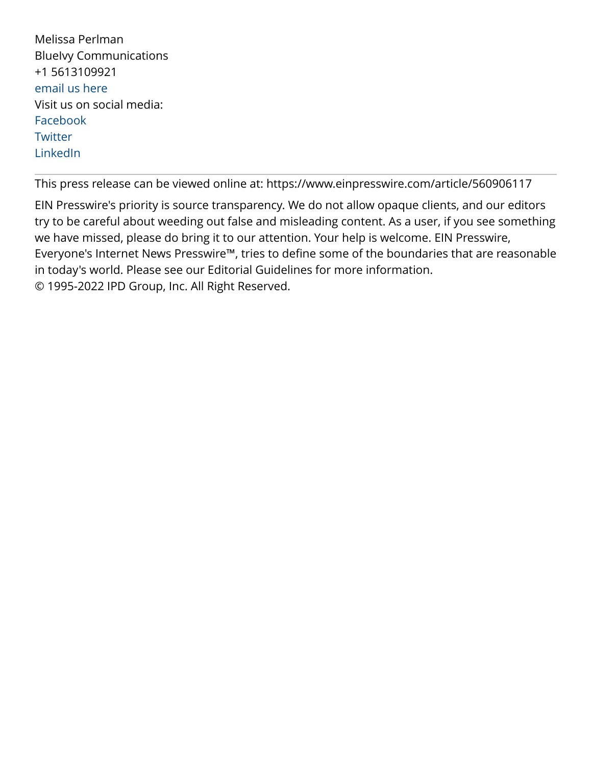Melissa Perlman
BlueIvy Communications
+1 5613109921
email us here
Visit us on social media:
Facebook
Twitter
LinkedIn

---

This press release can be viewed online at: https://www.einpresswire.com/article/560906117

EIN Presswire's priority is source transparency. We do not allow opaque clients, and our editors try to be careful about weeding out false and misleading content. As a user, if you see something we have missed, please do bring it to our attention. Your help is welcome. EIN Presswire, Everyone's Internet News Presswire™, tries to define some of the boundaries that are reasonable in today's world. Please see our Editorial Guidelines for more information.
© 1995-2022 IPD Group, Inc. All Right Reserved.